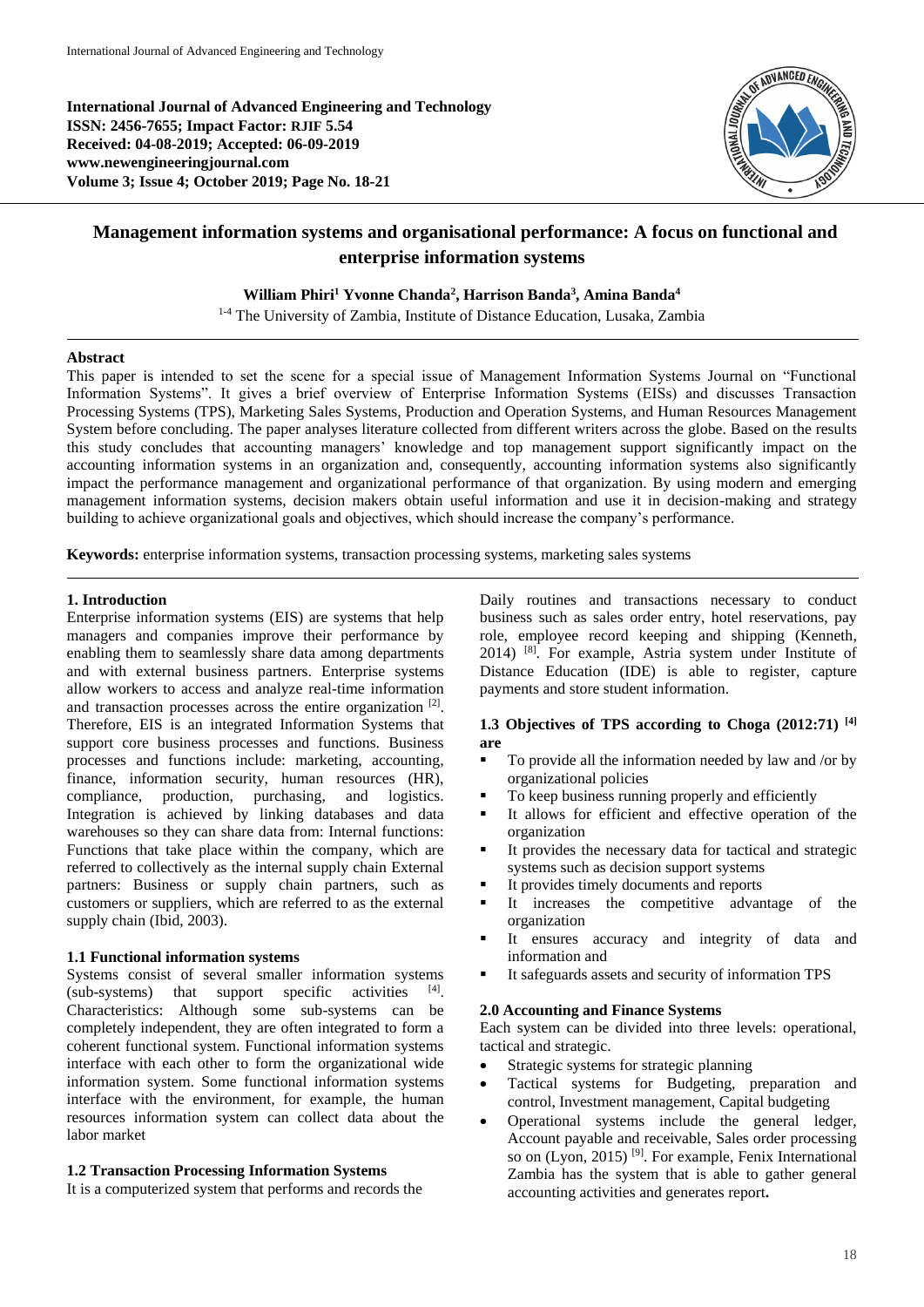**International Journal of Advanced Engineering and Technology**
**ISSN: 2456-7655; Impact Factor: RJIF 5.54**
**Received: 04-08-2019; Accepted: 06-09-2019**
**www.newengineeringjournal.com**
**Volume 3; Issue 4; October 2019; Page No. 18-21**

# Management information systems and organisational performance: A focus on functional and enterprise information systems

**William Phiri[1] Yvonne Chanda[2], Harrison Banda[3], Amina Banda[4]**

[1-4] The University of Zambia, Institute of Distance Education, Lusaka, Zambia

## Abstract

This paper is intended to set the scene for a special issue of Management Information Systems Journal on "Functional Information Systems". It gives a brief overview of Enterprise Information Systems (EISs) and discusses Transaction Processing Systems (TPS), Marketing Sales Systems, Production and Operation Systems, and Human Resources Management System before concluding. The paper analyses literature collected from different writers across the globe. Based on the results this study concludes that accounting managers' knowledge and top management support significantly impact on the accounting information systems in an organization and, consequently, accounting information systems also significantly impact the performance management and organizational performance of that organization. By using modern and emerging management information systems, decision makers obtain useful information and use it in decision-making and strategy building to achieve organizational goals and objectives, which should increase the company's performance.

**Keywords:** enterprise information systems, transaction processing systems, marketing sales systems

## 1. Introduction

Enterprise information systems (EIS) are systems that help managers and companies improve their performance by enabling them to seamlessly share data among departments and with external business partners. Enterprise systems allow workers to access and analyze real-time information and transaction processes across the entire organization [2]. Therefore, EIS is an integrated Information Systems that support core business processes and functions. Business processes and functions include: marketing, accounting, finance, information security, human resources (HR), compliance, production, purchasing, and logistics. Integration is achieved by linking databases and data warehouses so they can share data from: Internal functions: Functions that take place within the company, which are referred to collectively as the internal supply chain External partners: Business or supply chain partners, such as customers or suppliers, which are referred to as the external supply chain (Ibid, 2003).

### 1.1 Functional information systems

Systems consist of several smaller information systems (sub-systems) that support specific activities [4]. Characteristics: Although some sub-systems can be completely independent, they are often integrated to form a coherent functional system. Functional information systems interface with each other to form the organizational wide information system. Some functional information systems interface with the environment, for example, the human resources information system can collect data about the labor market

### 1.2 Transaction Processing Information Systems

It is a computerized system that performs and records the Daily routines and transactions necessary to conduct business such as sales order entry, hotel reservations, pay role, employee record keeping and shipping (Kenneth, 2014) [8]. For example, Astria system under Institute of Distance Education (IDE) is able to register, capture payments and store student information.

### 1.3 Objectives of TPS according to Choga (2012:71) [4] are

- To provide all the information needed by law and /or by organizational policies
- To keep business running properly and efficiently
- It allows for efficient and effective operation of the organization
- It provides the necessary data for tactical and strategic systems such as decision support systems
- It provides timely documents and reports
- It increases the competitive advantage of the organization
- It ensures accuracy and integrity of data and information and
- It safeguards assets and security of information TPS

## 2.0 Accounting and Finance Systems

Each system can be divided into three levels: operational, tactical and strategic.

- Strategic systems for strategic planning
- Tactical systems for Budgeting, preparation and control, Investment management, Capital budgeting
- Operational systems include the general ledger, Account payable and receivable, Sales order processing so on (Lyon, 2015) [9]. For example, Fenix International Zambia has the system that is able to gather general accounting activities and generates report**.**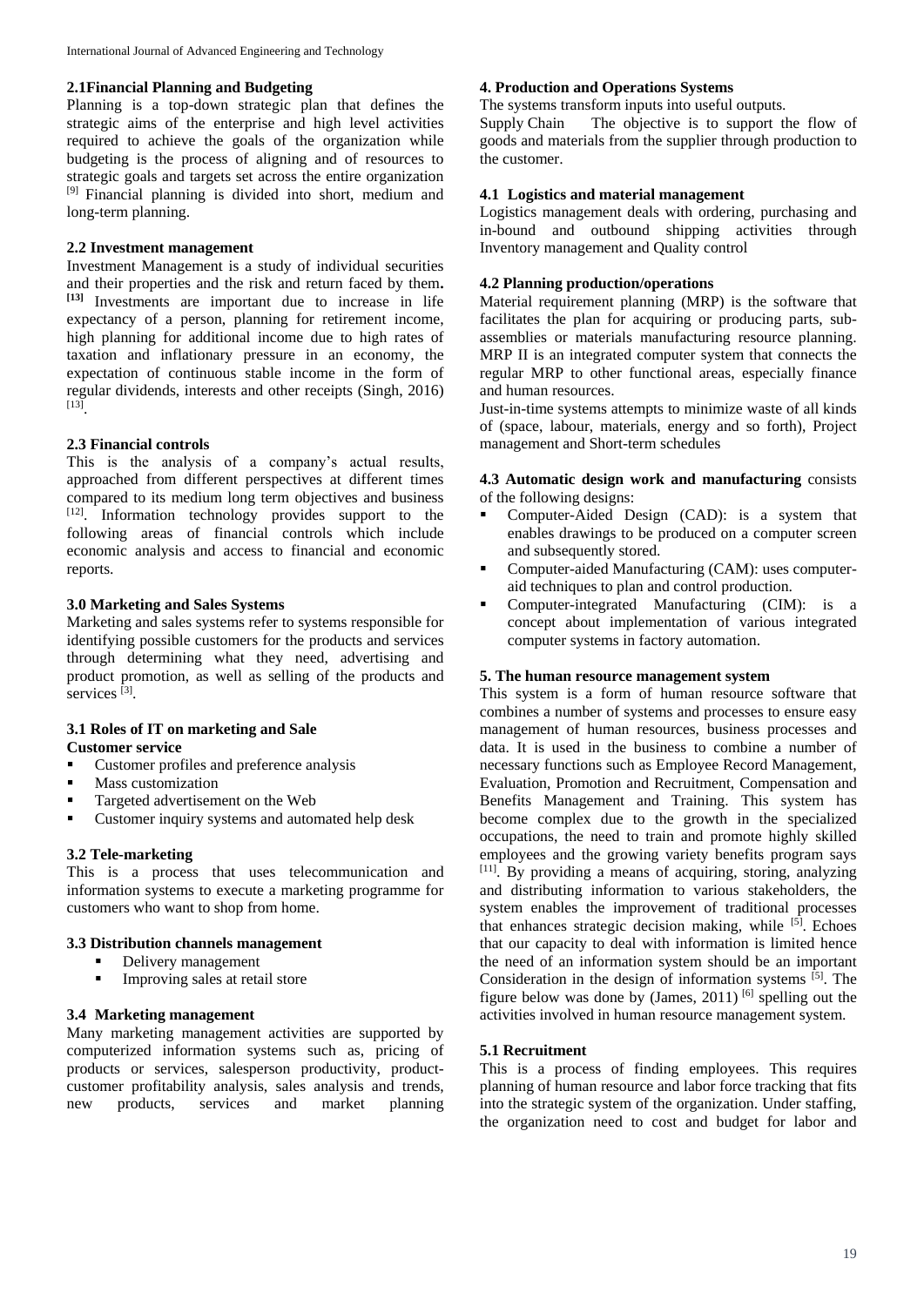### 2.1Financial Planning and Budgeting

Planning is a top-down strategic plan that defines the strategic aims of the enterprise and high level activities required to achieve the goals of the organization while budgeting is the process of aligning and of resources to strategic goals and targets set across the entire organization [9] Financial planning is divided into short, medium and long-term planning.

### 2.2 Investment management

Investment Management is a study of individual securities and their properties and the risk and return faced by them. [13] Investments are important due to increase in life expectancy of a person, planning for retirement income, high planning for additional income due to high rates of taxation and inflationary pressure in an economy, the expectation of continuous stable income in the form of regular dividends, interests and other receipts (Singh, 2016) [13].

### 2.3 Financial controls

This is the analysis of a company's actual results, approached from different perspectives at different times compared to its medium long term objectives and business [12]. Information technology provides support to the following areas of financial controls which include economic analysis and access to financial and economic reports.

### 3.0 Marketing and Sales Systems

Marketing and sales systems refer to systems responsible for identifying possible customers for the products and services through determining what they need, advertising and product promotion, as well as selling of the products and services [3].

### 3.1 Roles of IT on marketing and Sale

**Customer service**

- Customer profiles and preference analysis
- Mass customization
- Targeted advertisement on the Web
- Customer inquiry systems and automated help desk

### 3.2 Tele-marketing

This is a process that uses telecommunication and information systems to execute a marketing programme for customers who want to shop from home.

### 3.3 Distribution channels management

- Delivery management
- Improving sales at retail store

### 3.4 Marketing management

Many marketing management activities are supported by computerized information systems such as, pricing of products or services, salesperson productivity, product-customer profitability analysis, sales analysis and trends, new products, services and market planning

### 4. Production and Operations Systems

The systems transform inputs into useful outputs.

Supply Chain The objective is to support the flow of goods and materials from the supplier through production to the customer.

### 4.1 Logistics and material management

Logistics management deals with ordering, purchasing and in-bound and outbound shipping activities through Inventory management and Quality control

### 4.2 Planning production/operations

Material requirement planning (MRP) is the software that facilitates the plan for acquiring or producing parts, sub-assemblies or materials manufacturing resource planning. MRP II is an integrated computer system that connects the regular MRP to other functional areas, especially finance and human resources.

Just-in-time systems attempts to minimize waste of all kinds of (space, labour, materials, energy and so forth), Project management and Short-term schedules

**4.3 Automatic design work and manufacturing** consists of the following designs:

- Computer-Aided Design (CAD): is a system that enables drawings to be produced on a computer screen and subsequently stored.
- Computer-aided Manufacturing (CAM): uses computer-aid techniques to plan and control production.
- Computer-integrated Manufacturing (CIM): is a concept about implementation of various integrated computer systems in factory automation.

### 5. The human resource management system

This system is a form of human resource software that combines a number of systems and processes to ensure easy management of human resources, business processes and data. It is used in the business to combine a number of necessary functions such as Employee Record Management, Evaluation, Promotion and Recruitment, Compensation and Benefits Management and Training. This system has become complex due to the growth in the specialized occupations, the need to train and promote highly skilled employees and the growing variety benefits program says [11]. By providing a means of acquiring, storing, analyzing and distributing information to various stakeholders, the system enables the improvement of traditional processes that enhances strategic decision making, while [5]. Echoes that our capacity to deal with information is limited hence the need of an information system should be an important Consideration in the design of information systems [5]. The figure below was done by (James, 2011) [6] spelling out the activities involved in human resource management system.

### 5.1 Recruitment

This is a process of finding employees. This requires planning of human resource and labor force tracking that fits into the strategic system of the organization. Under staffing, the organization need to cost and budget for labor and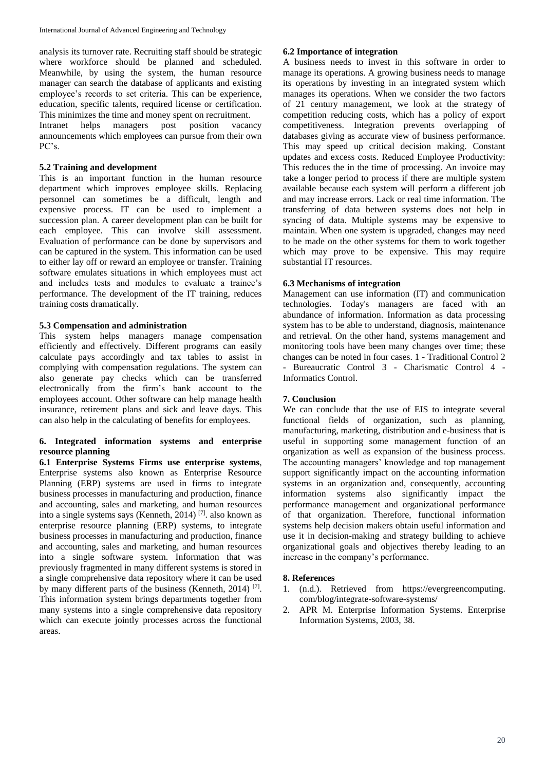analysis its turnover rate. Recruiting staff should be strategic where workforce should be planned and scheduled. Meanwhile, by using the system, the human resource manager can search the database of applicants and existing employee's records to set criteria. This can be experience, education, specific talents, required license or certification. This minimizes the time and money spent on recruitment.

Intranet helps managers post position vacancy announcements which employees can pursue from their own PC's.

### 5.2 Training and development

This is an important function in the human resource department which improves employee skills. Replacing personnel can sometimes be a difficult, length and expensive process. IT can be used to implement a succession plan. A career development plan can be built for each employee. This can involve skill assessment. Evaluation of performance can be done by supervisors and can be captured in the system. This information can be used to either lay off or reward an employee or transfer. Training software emulates situations in which employees must act and includes tests and modules to evaluate a trainee's performance. The development of the IT training, reduces training costs dramatically.

### 5.3 Compensation and administration

This system helps managers manage compensation efficiently and effectively. Different programs can easily calculate pays accordingly and tax tables to assist in complying with compensation regulations. The system can also generate pay checks which can be transferred electronically from the firm's bank account to the employees account. Other software can help manage health insurance, retirement plans and sick and leave days. This can also help in the calculating of benefits for employees.

## 6. Integrated information systems and enterprise resource planning

**6.1 Enterprise Systems Firms use enterprise systems**, Enterprise systems also known as Enterprise Resource Planning (ERP) systems are used in firms to integrate business processes in manufacturing and production, finance and accounting, sales and marketing, and human resources into a single systems says (Kenneth, 2014) [7]. also known as enterprise resource planning (ERP) systems, to integrate business processes in manufacturing and production, finance and accounting, sales and marketing, and human resources into a single software system. Information that was previously fragmented in many different systems is stored in a single comprehensive data repository where it can be used by many different parts of the business (Kenneth, 2014) [7]. This information system brings departments together from many systems into a single comprehensive data repository which can execute jointly processes across the functional areas.

### 6.2 Importance of integration

A business needs to invest in this software in order to manage its operations. A growing business needs to manage its operations by investing in an integrated system which manages its operations. When we consider the two factors of 21 century management, we look at the strategy of competition reducing costs, which has a policy of export competitiveness. Integration prevents overlapping of databases giving as accurate view of business performance. This may speed up critical decision making. Constant updates and excess costs. Reduced Employee Productivity: This reduces the in the time of processing. An invoice may take a longer period to process if there are multiple system available because each system will perform a different job and may increase errors. Lack or real time information. The transferring of data between systems does not help in syncing of data. Multiple systems may be expensive to maintain. When one system is upgraded, changes may need to be made on the other systems for them to work together which may prove to be expensive. This may require substantial IT resources.

### 6.3 Mechanisms of integration

Management can use information (IT) and communication technologies. Today's managers are faced with an abundance of information. Information as data processing system has to be able to understand, diagnosis, maintenance and retrieval. On the other hand, systems management and monitoring tools have been many changes over time; these changes can be noted in four cases. 1 - Traditional Control 2 - Bureaucratic Control 3 - Charismatic Control 4 - Informatics Control.

## 7. Conclusion

We can conclude that the use of EIS to integrate several functional fields of organization, such as planning, manufacturing, marketing, distribution and e-business that is useful in supporting some management function of an organization as well as expansion of the business process. The accounting managers' knowledge and top management support significantly impact on the accounting information systems in an organization and, consequently, accounting information systems also significantly impact the performance management and organizational performance of that organization. Therefore, functional information systems help decision makers obtain useful information and use it in decision-making and strategy building to achieve organizational goals and objectives thereby leading to an increase in the company's performance.

## 8. References

1. (n.d.). Retrieved from https://evergreencomputing.com/blog/integrate-software-systems/
2. APR M. Enterprise Information Systems. Enterprise Information Systems, 2003, 38.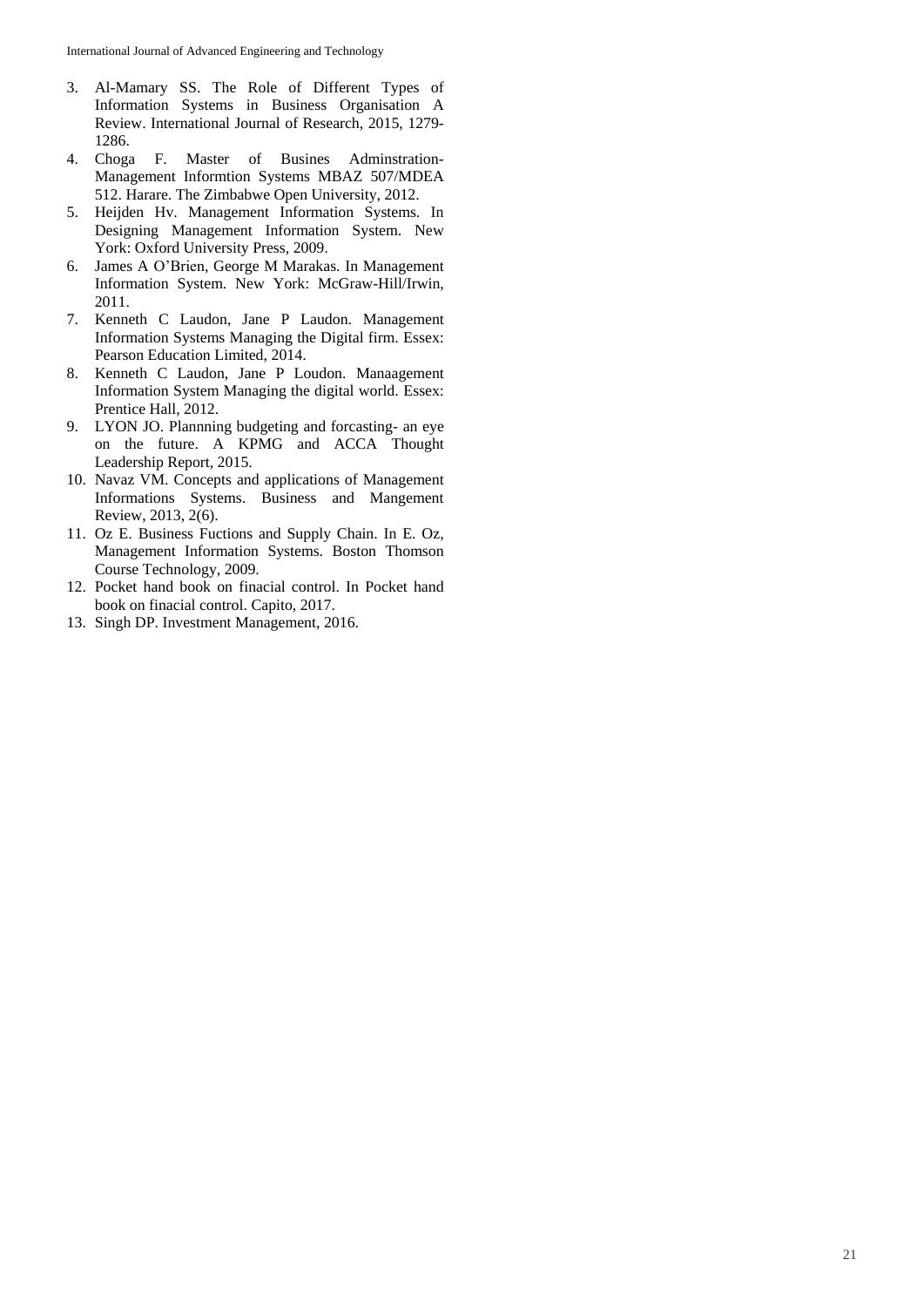3. Al-Mamary SS. The Role of Different Types of Information Systems in Business Organisation A Review. International Journal of Research, 2015, 1279-1286.
4. Choga F. Master of Busines Adminstration-Management Informtion Systems MBAZ 507/MDEA 512. Harare. The Zimbabwe Open University, 2012.
5. Heijden Hv. Management Information Systems. In Designing Management Information System. New York: Oxford University Press, 2009.
6. James A O'Brien, George M Marakas. In Management Information System. New York: McGraw-Hill/Irwin, 2011.
7. Kenneth C Laudon, Jane P Laudon. Management Information Systems Managing the Digital firm. Essex: Pearson Education Limited, 2014.
8. Kenneth C Laudon, Jane P Loudon. Manaagement Information System Managing the digital world. Essex: Prentice Hall, 2012.
9. LYON JO. Plannning budgeting and forcasting- an eye on the future. A KPMG and ACCA Thought Leadership Report, 2015.
10. Navaz VM. Concepts and applications of Management Informations Systems. Business and Mangement Review, 2013, 2(6).
11. Oz E. Business Fuctions and Supply Chain. In E. Oz, Management Information Systems. Boston Thomson Course Technology, 2009.
12. Pocket hand book on finacial control. In Pocket hand book on finacial control. Capito, 2017.
13. Singh DP. Investment Management, 2016.